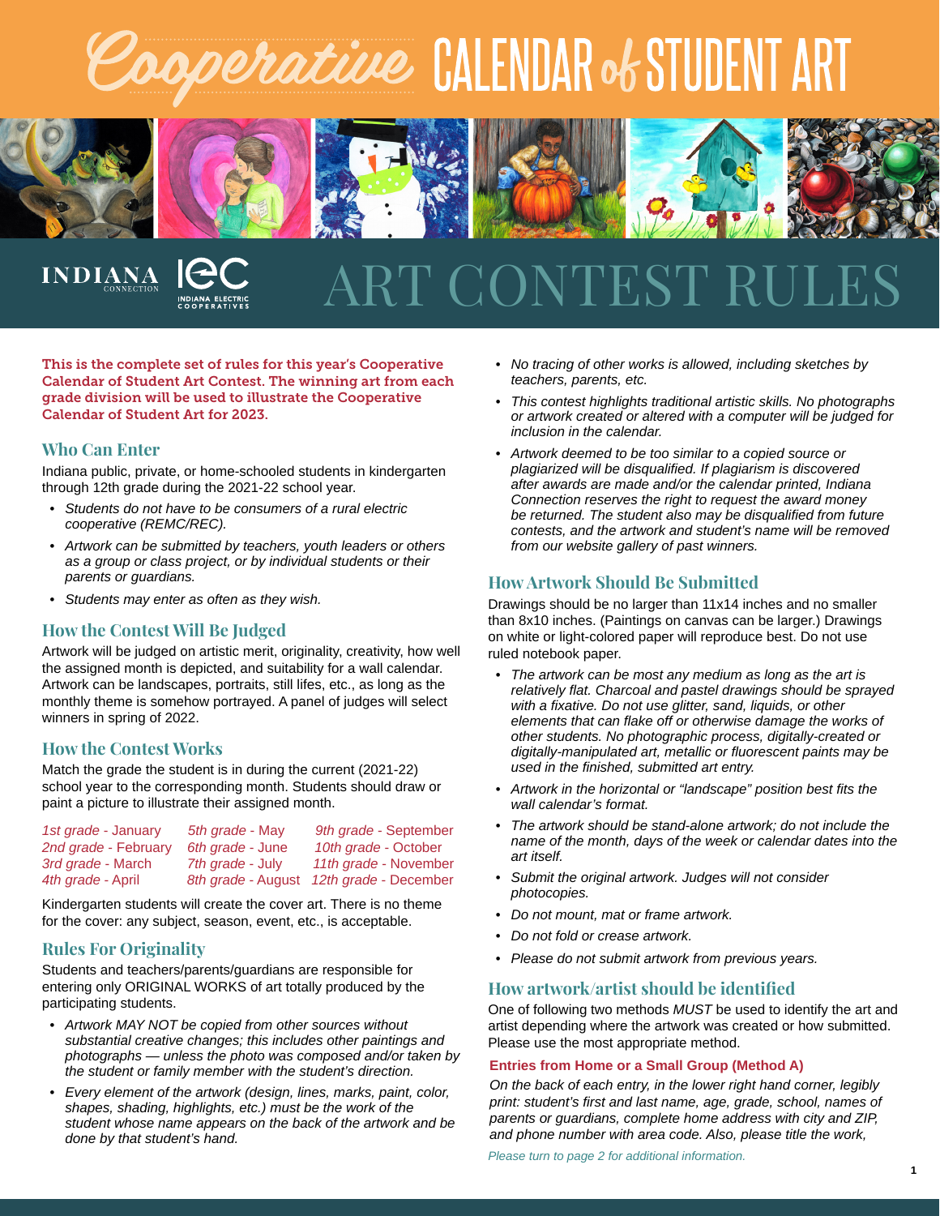# Cooperative CALENDAR of STUDENT ART

INDIANA CONNECTION | IEC INDIANA ELECTRIC COOPERATIVES

# ART CONTEST RULES

**This is the complete set of rules for this year's Cooperative Calendar of Student Art Contest. The winning art from each grade division will be used to illustrate the Cooperative Calendar of Student Art for 2023.**

## Who Can Enter

Indiana public, private, or home-schooled students in kindergarten through 12th grade during the 2021-22 school year.

- *Students do not have to be consumers of a rural electric cooperative (REMC/REC).*
- *Artwork can be submitted by teachers, youth leaders or others as a group or class project, or by individual students or their parents or guardians.*
- *Students may enter as often as they wish.*

## How the Contest Will Be Judged

Artwork will be judged on artistic merit, originality, creativity, how well the assigned month is depicted, and suitability for a wall calendar. Artwork can be landscapes, portraits, still lifes, etc., as long as the monthly theme is somehow portrayed. A panel of judges will select winners in spring of 2022.

## How the Contest Works

Match the grade the student is in during the current (2021-22) school year to the corresponding month. Students should draw or paint a picture to illustrate their assigned month.

| | | |
|---|---|---|
| *1st grade* - January | *5th grade* - May | *9th grade* - September |
| *2nd grade* - February | *6th grade* - June | *10th grade* - October |
| *3rd grade* - March | *7th grade* - July | *11th grade* - November |
| *4th grade* - April | *8th grade* - August | *12th grade* - December |

Kindergarten students will create the cover art. There is no theme for the cover: any subject, season, event, etc., is acceptable.

## Rules For Originality

Students and teachers/parents/guardians are responsible for entering only ORIGINAL WORKS of art totally produced by the participating students.

- *Artwork MAY NOT be copied from other sources without substantial creative changes; this includes other paintings and photographs — unless the photo was composed and/or taken by the student or family member with the student's direction.*
- *Every element of the artwork (design, lines, marks, paint, color, shapes, shading, highlights, etc.) must be the work of the student whose name appears on the back of the artwork and be done by that student's hand.*
- *No tracing of other works is allowed, including sketches by teachers, parents, etc.*
- *This contest highlights traditional artistic skills. No photographs or artwork created or altered with a computer will be judged for inclusion in the calendar.*
- *Artwork deemed to be too similar to a copied source or plagiarized will be disqualified. If plagiarism is discovered after awards are made and/or the calendar printed, Indiana Connection reserves the right to request the award money be returned. The student also may be disqualified from future contests, and the artwork and student's name will be removed from our website gallery of past winners.*

## How Artwork Should Be Submitted

Drawings should be no larger than 11x14 inches and no smaller than 8x10 inches. (Paintings on canvas can be larger.) Drawings on white or light-colored paper will reproduce best. Do not use ruled notebook paper.

- *The artwork can be most any medium as long as the art is relatively flat. Charcoal and pastel drawings should be sprayed with a fixative. Do not use glitter, sand, liquids, or other elements that can flake off or otherwise damage the works of other students. No photographic process, digitally-created or digitally-manipulated art, metallic or fluorescent paints may be used in the finished, submitted art entry.*
- *Artwork in the horizontal or "landscape" position best fits the wall calendar's format.*
- *The artwork should be stand-alone artwork; do not include the name of the month, days of the week or calendar dates into the art itself.*
- *Submit the original artwork. Judges will not consider photocopies.*
- *Do not mount, mat or frame artwork.*
- *Do not fold or crease artwork.*
- *Please do not submit artwork from previous years.*

## How artwork/artist should be identified

One of following two methods *MUST* be used to identify the art and artist depending where the artwork was created or how submitted. Please use the most appropriate method.

### Entries from Home or a Small Group (Method A)

*On the back of each entry, in the lower right hand corner, legibly print: student's first and last name, age, grade, school, names of parents or guardians, complete home address with city and ZIP, and phone number with area code. Also, please title the work,*

*Please turn to page 2 for additional information.*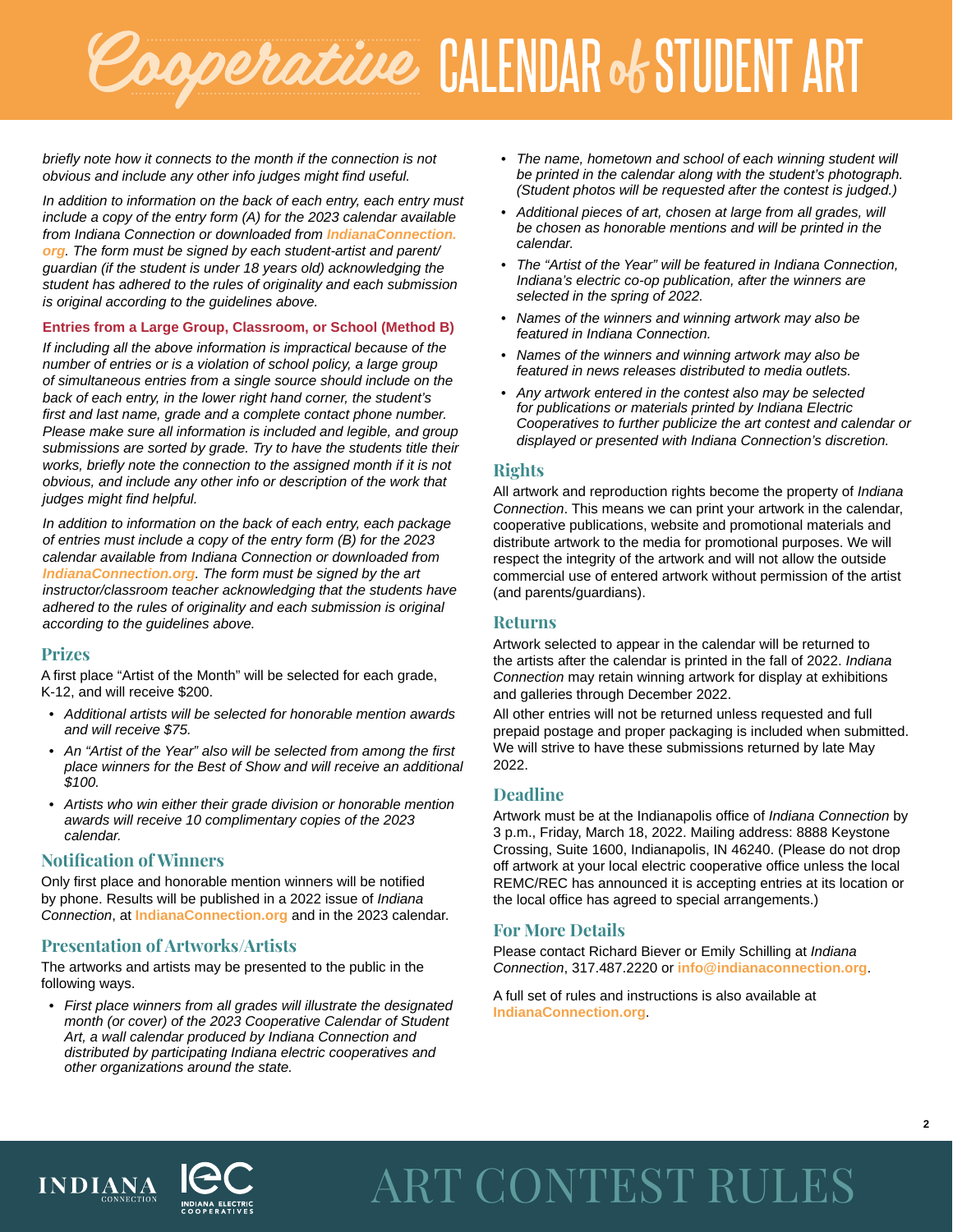*briefly note how it connects to the month if the connection is not obvious and include any other info judges might find useful.*

*In addition to information on the back of each entry, each entry must include a copy of the entry form (A) for the 2023 calendar available from Indiana Connection or downloaded from* ***IndianaConnection.org****. The form must be signed by each student-artist and parent/guardian (if the student is under 18 years old) acknowledging the student has adhered to the rules of originality and each submission is original according to the guidelines above.*

**Entries from a Large Group, Classroom, or School (Method B)**

*If including all the above information is impractical because of the number of entries or is a violation of school policy, a large group of simultaneous entries from a single source should include on the back of each entry, in the lower right hand corner, the student's first and last name, grade and a complete contact phone number. Please make sure all information is included and legible, and group submissions are sorted by grade. Try to have the students title their works, briefly note the connection to the assigned month if it is not obvious, and include any other info or description of the work that judges might find helpful.*

*In addition to information on the back of each entry, each package of entries must include a copy of the entry form (B) for the 2023 calendar available from Indiana Connection or downloaded from* ***IndianaConnection.org****. The form must be signed by the art instructor/classroom teacher acknowledging that the students have adhered to the rules of originality and each submission is original according to the guidelines above.*

## Prizes

A first place "Artist of the Month" will be selected for each grade, K-12, and will receive $200.

- *Additional artists will be selected for honorable mention awards and will receive $75.*
- *An "Artist of the Year" also will be selected from among the first place winners for the Best of Show and will receive an additional $100.*
- *Artists who win either their grade division or honorable mention awards will receive 10 complimentary copies of the 2023 calendar.*

## Notification of Winners

Only first place and honorable mention winners will be notified by phone. Results will be published in a 2022 issue of *Indiana Connection*, at **IndianaConnection.org** and in the 2023 calendar.

## Presentation of Artworks/Artists

The artworks and artists may be presented to the public in the following ways.

- *First place winners from all grades will illustrate the designated month (or cover) of the 2023 Cooperative Calendar of Student Art, a wall calendar produced by Indiana Connection and distributed by participating Indiana electric cooperatives and other organizations around the state.*
- *The name, hometown and school of each winning student will be printed in the calendar along with the student's photograph. (Student photos will be requested after the contest is judged.)*
- *Additional pieces of art, chosen at large from all grades, will be chosen as honorable mentions and will be printed in the calendar.*
- *The "Artist of the Year" will be featured in Indiana Connection, Indiana's electric co-op publication, after the winners are selected in the spring of 2022.*
- *Names of the winners and winning artwork may also be featured in Indiana Connection.*
- *Names of the winners and winning artwork may also be featured in news releases distributed to media outlets.*
- *Any artwork entered in the contest also may be selected for publications or materials printed by Indiana Electric Cooperatives to further publicize the art contest and calendar or displayed or presented with Indiana Connection's discretion.*

## Rights

All artwork and reproduction rights become the property of *Indiana Connection*. This means we can print your artwork in the calendar, cooperative publications, website and promotional materials and distribute artwork to the media for promotional purposes. We will respect the integrity of the artwork and will not allow the outside commercial use of entered artwork without permission of the artist (and parents/guardians).

## Returns

Artwork selected to appear in the calendar will be returned to the artists after the calendar is printed in the fall of 2022. *Indiana Connection* may retain winning artwork for display at exhibitions and galleries through December 2022.

All other entries will not be returned unless requested and full prepaid postage and proper packaging is included when submitted. We will strive to have these submissions returned by late May 2022.

## Deadline

Artwork must be at the Indianapolis office of *Indiana Connection* by 3 p.m., Friday, March 18, 2022. Mailing address: 8888 Keystone Crossing, Suite 1600, Indianapolis, IN 46240. (Please do not drop off artwork at your local electric cooperative office unless the local REMC/REC has announced it is accepting entries at its location or the local office has agreed to special arrangements.)

## For More Details

Please contact Richard Biever or Emily Schilling at *Indiana Connection*, 317.487.2220 or **info@indianaconnection.org**.

A full set of rules and instructions is also available at **IndianaConnection.org**.